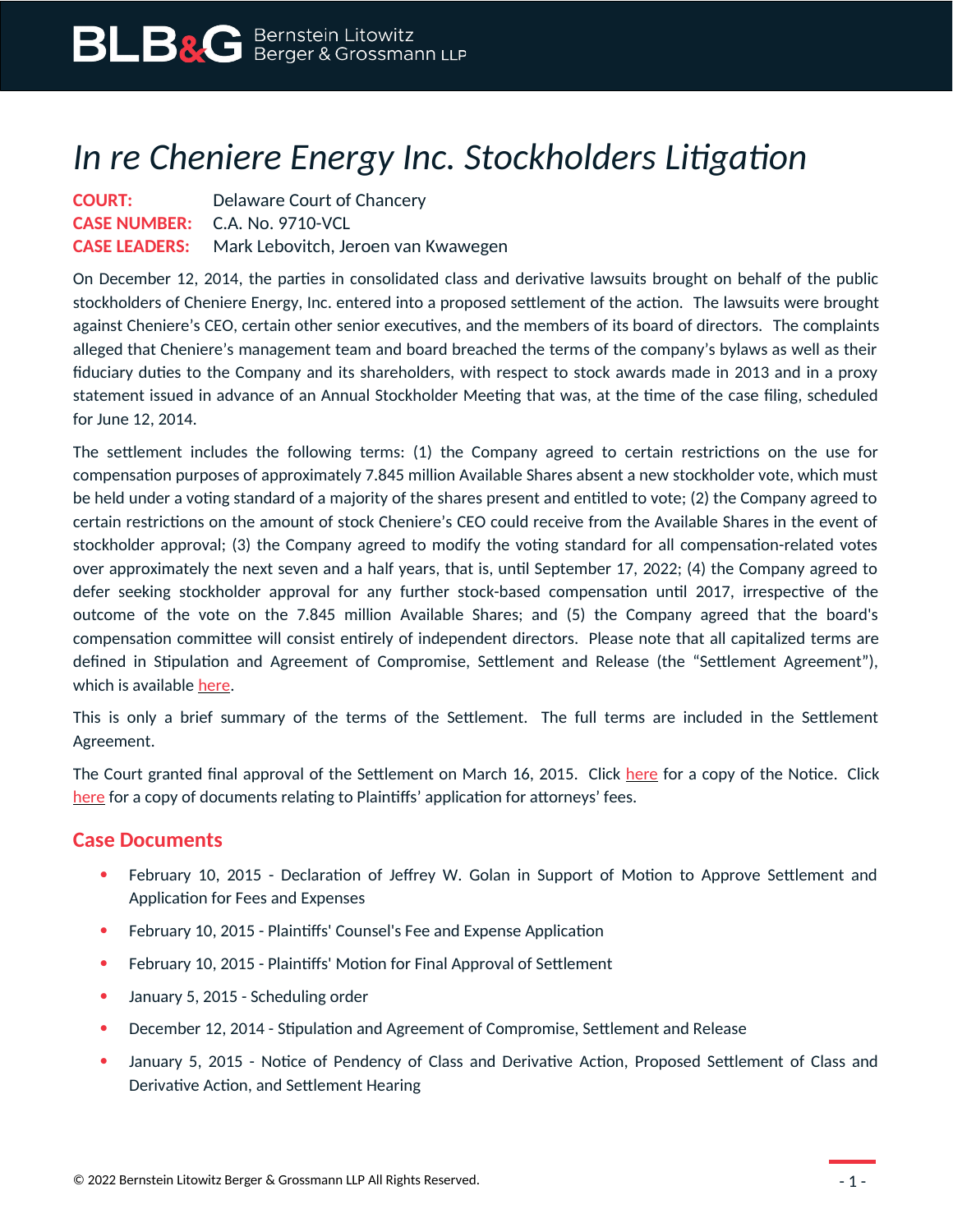# *In re Cheniere Energy Inc. Stockholders Litigation*

**COURT:** Delaware Court of Chancery
**CASE NUMBER:** C.A. No. 9710-VCL
**CASE LEADERS:** Mark Lebovitch, Jeroen van Kwawegen

On December 12, 2014, the parties in consolidated class and derivative lawsuits brought on behalf of the public stockholders of Cheniere Energy, Inc. entered into a proposed settlement of the action. The lawsuits were brought against Cheniere's CEO, certain other senior executives, and the members of its board of directors. The complaints alleged that Cheniere's management team and board breached the terms of the company's bylaws as well as their fiduciary duties to the Company and its shareholders, with respect to stock awards made in 2013 and in a proxy statement issued in advance of an Annual Stockholder Meeting that was, at the time of the case filing, scheduled for June 12, 2014.

The settlement includes the following terms: (1) the Company agreed to certain restrictions on the use for compensation purposes of approximately 7.845 million Available Shares absent a new stockholder vote, which must be held under a voting standard of a majority of the shares present and entitled to vote; (2) the Company agreed to certain restrictions on the amount of stock Cheniere's CEO could receive from the Available Shares in the event of stockholder approval; (3) the Company agreed to modify the voting standard for all compensation-related votes over approximately the next seven and a half years, that is, until September 17, 2022; (4) the Company agreed to defer seeking stockholder approval for any further stock-based compensation until 2017, irrespective of the outcome of the vote on the 7.845 million Available Shares; and (5) the Company agreed that the board's compensation committee will consist entirely of independent directors. Please note that all capitalized terms are defined in Stipulation and Agreement of Compromise, Settlement and Release (the "Settlement Agreement"), which is available here.

This is only a brief summary of the terms of the Settlement. The full terms are included in the Settlement Agreement.

The Court granted final approval of the Settlement on March 16, 2015. Click here for a copy of the Notice. Click here for a copy of documents relating to Plaintiffs' application for attorneys' fees.

## Case Documents

- February 10, 2015 - Declaration of Jeffrey W. Golan in Support of Motion to Approve Settlement and Application for Fees and Expenses
- February 10, 2015 - Plaintiffs' Counsel's Fee and Expense Application
- February 10, 2015 - Plaintiffs' Motion for Final Approval of Settlement
- January 5, 2015 - Scheduling order
- December 12, 2014 - Stipulation and Agreement of Compromise, Settlement and Release
- January 5, 2015 - Notice of Pendency of Class and Derivative Action, Proposed Settlement of Class and Derivative Action, and Settlement Hearing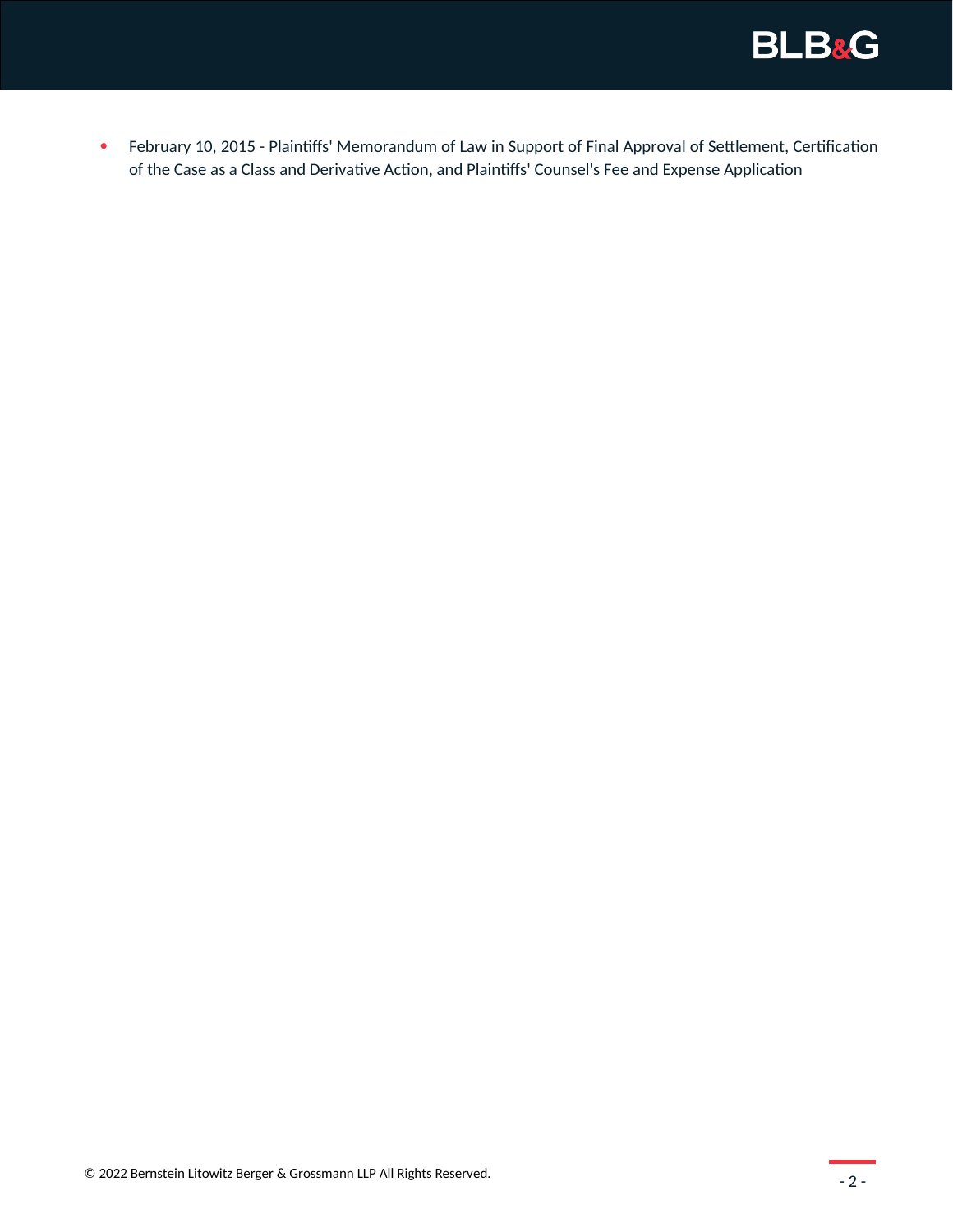- February 10, 2015 - Plaintiffs' Memorandum of Law in Support of Final Approval of Settlement, Certification of the Case as a Class and Derivative Action, and Plaintiffs' Counsel's Fee and Expense Application